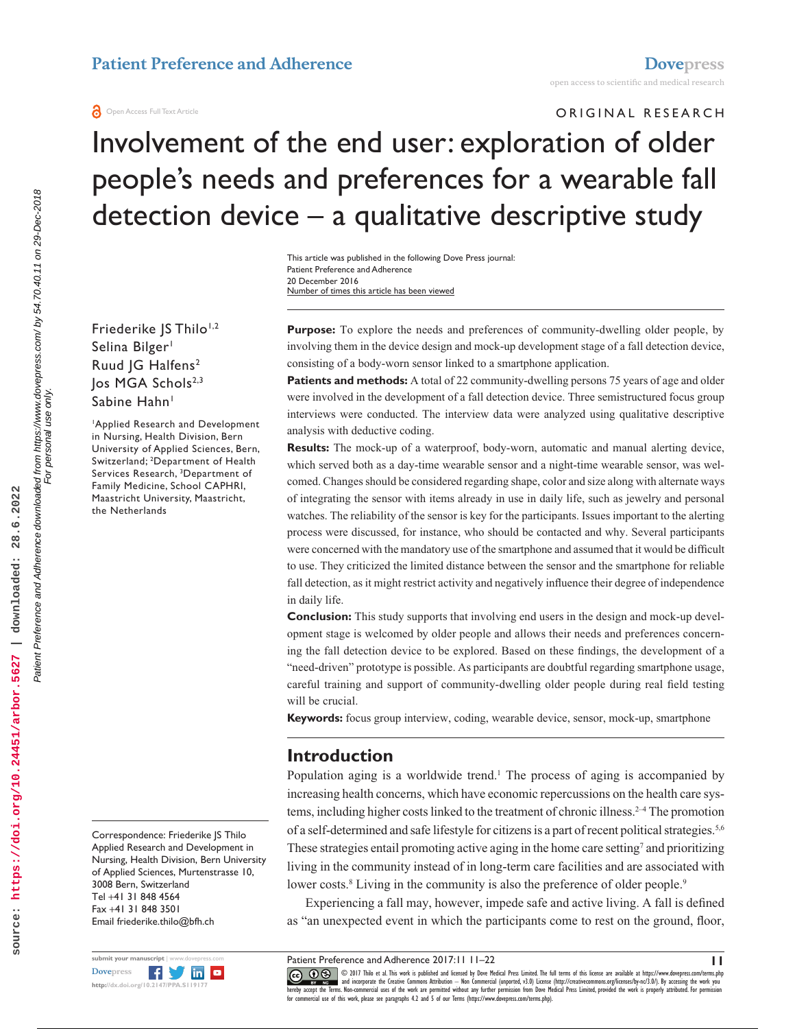ORIGINAL RESEARCH

# Involvement of the end user: exploration of older people's needs and preferences for a wearable fall detection device – a qualitative descriptive study

This article was published in the following Dove Press journal:
Patient Preference and Adherence
20 December 2016
Number of times this article has been viewed

Friederike JS Thilo[1,2]
Selina Bilger[1]
Ruud JG Halfens[2]
Jos MGA Schols[2,3]
Sabine Hahn[1]

[1]Applied Research and Development in Nursing, Health Division, Bern University of Applied Sciences, Bern, Switzerland; [2]Department of Health Services Research, [3]Department of Family Medicine, School CAPHRI, Maastricht University, Maastricht, the Netherlands

**Purpose:** To explore the needs and preferences of community-dwelling older people, by involving them in the device design and mock-up development stage of a fall detection device, consisting of a body-worn sensor linked to a smartphone application.

**Patients and methods:** A total of 22 community-dwelling persons 75 years of age and older were involved in the development of a fall detection device. Three semistructured focus group interviews were conducted. The interview data were analyzed using qualitative descriptive analysis with deductive coding.

**Results:** The mock-up of a waterproof, body-worn, automatic and manual alerting device, which served both as a day-time wearable sensor and a night-time wearable sensor, was welcomed. Changes should be considered regarding shape, color and size along with alternate ways of integrating the sensor with items already in use in daily life, such as jewelry and personal watches. The reliability of the sensor is key for the participants. Issues important to the alerting process were discussed, for instance, who should be contacted and why. Several participants were concerned with the mandatory use of the smartphone and assumed that it would be difficult to use. They criticized the limited distance between the sensor and the smartphone for reliable fall detection, as it might restrict activity and negatively influence their degree of independence in daily life.

**Conclusion:** This study supports that involving end users in the design and mock-up development stage is welcomed by older people and allows their needs and preferences concerning the fall detection device to be explored. Based on these findings, the development of a "need-driven" prototype is possible. As participants are doubtful regarding smartphone usage, careful training and support of community-dwelling older people during real field testing will be crucial.

**Keywords:** focus group interview, coding, wearable device, sensor, mock-up, smartphone

## Introduction

Population aging is a worldwide trend.[1] The process of aging is accompanied by increasing health concerns, which have economic repercussions on the health care systems, including higher costs linked to the treatment of chronic illness.[2–4] The promotion of a self-determined and safe lifestyle for citizens is a part of recent political strategies.[5,6] These strategies entail promoting active aging in the home care setting[7] and prioritizing living in the community instead of in long-term care facilities and are associated with lower costs.[8] Living in the community is also the preference of older people.[9]

Experiencing a fall may, however, impede safe and active living. A fall is defined as "an unexpected event in which the participants come to rest on the ground, floor,

Correspondence: Friederike JS Thilo
Applied Research and Development in Nursing, Health Division, Bern University of Applied Sciences, Murtenstrasse 10, 3008 Bern, Switzerland
Tel +41 31 848 4564
Fax +41 31 848 3501
Email friederike.thilo@bfh.ch

© 2017 Thilo et al. This work is published and licensed by Dove Medical Press Limited. The full terms of this license are available at https://www.dovepress.com/terms.php and incorporate the Creative Commons Attribution – Non Commercial (unported, v3.0) License (http://creativecommons.org/licenses/by-nc/3.0/). By accessing the work you hereby accept the Terms. Non-commercial uses of the work are permitted without any further permission from Dove Medical Press Limited, provided the work is properly attributed. For permission for commercial use of this work, please see paragraphs 4.2 and 5 of our Terms (https://www.dovepress.com/terms.php).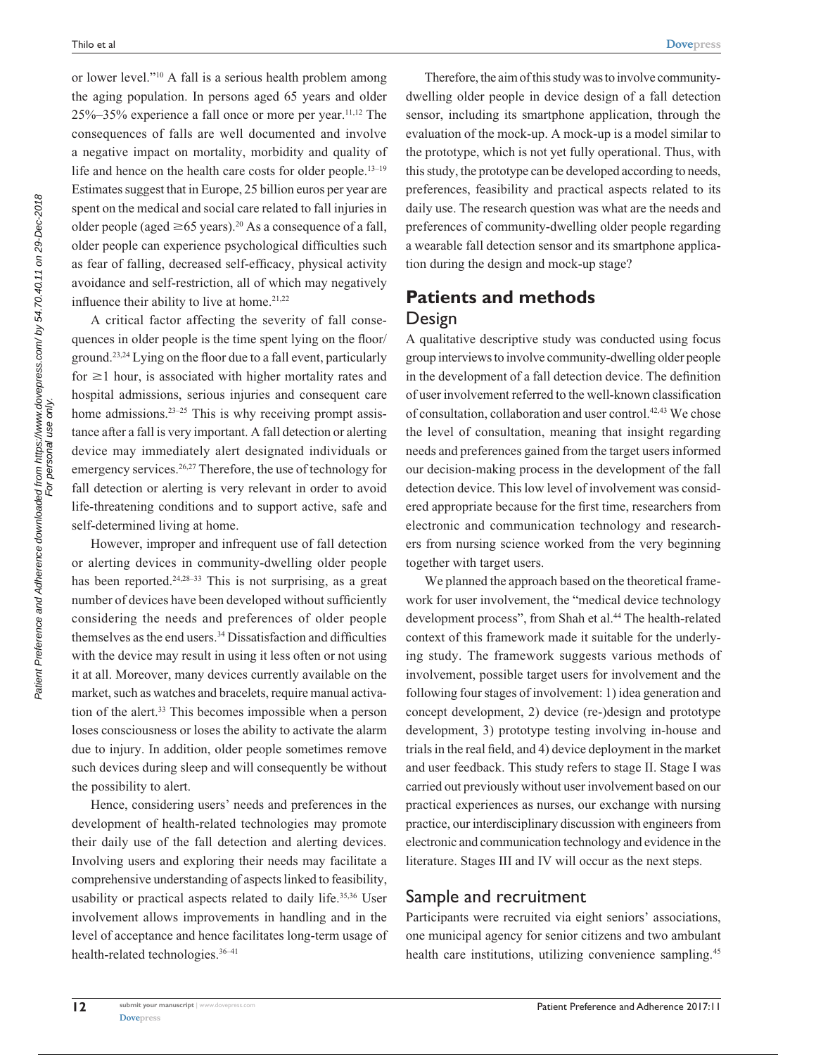or lower level."[10] A fall is a serious health problem among the aging population. In persons aged 65 years and older 25%–35% experience a fall once or more per year.[11,12] The consequences of falls are well documented and involve a negative impact on mortality, morbidity and quality of life and hence on the health care costs for older people.[13–19] Estimates suggest that in Europe, 25 billion euros per year are spent on the medical and social care related to fall injuries in older people (aged ≥65 years).[20] As a consequence of a fall, older people can experience psychological difficulties such as fear of falling, decreased self-efficacy, physical activity avoidance and self-restriction, all of which may negatively influence their ability to live at home.[21,22]

A critical factor affecting the severity of fall consequences in older people is the time spent lying on the floor/ground.[23,24] Lying on the floor due to a fall event, particularly for ≥1 hour, is associated with higher mortality rates and hospital admissions, serious injuries and consequent care home admissions.[23–25] This is why receiving prompt assistance after a fall is very important. A fall detection or alerting device may immediately alert designated individuals or emergency services.[26,27] Therefore, the use of technology for fall detection or alerting is very relevant in order to avoid life-threatening conditions and to support active, safe and self-determined living at home.

However, improper and infrequent use of fall detection or alerting devices in community-dwelling older people has been reported.[24,28–33] This is not surprising, as a great number of devices have been developed without sufficiently considering the needs and preferences of older people themselves as the end users.[34] Dissatisfaction and difficulties with the device may result in using it less often or not using it at all. Moreover, many devices currently available on the market, such as watches and bracelets, require manual activation of the alert.[33] This becomes impossible when a person loses consciousness or loses the ability to activate the alarm due to injury. In addition, older people sometimes remove such devices during sleep and will consequently be without the possibility to alert.

Hence, considering users' needs and preferences in the development of health-related technologies may promote their daily use of the fall detection and alerting devices. Involving users and exploring their needs may facilitate a comprehensive understanding of aspects linked to feasibility, usability or practical aspects related to daily life.[35,36] User involvement allows improvements in handling and in the level of acceptance and hence facilitates long-term usage of health-related technologies.[36–41]

Therefore, the aim of this study was to involve community-dwelling older people in device design of a fall detection sensor, including its smartphone application, through the evaluation of the mock-up. A mock-up is a model similar to the prototype, which is not yet fully operational. Thus, with this study, the prototype can be developed according to needs, preferences, feasibility and practical aspects related to its daily use. The research question was what are the needs and preferences of community-dwelling older people regarding a wearable fall detection sensor and its smartphone application during the design and mock-up stage?

## Patients and methods

### Design

A qualitative descriptive study was conducted using focus group interviews to involve community-dwelling older people in the development of a fall detection device. The definition of user involvement referred to the well-known classification of consultation, collaboration and user control.[42,43] We chose the level of consultation, meaning that insight regarding needs and preferences gained from the target users informed our decision-making process in the development of the fall detection device. This low level of involvement was considered appropriate because for the first time, researchers from electronic and communication technology and researchers from nursing science worked from the very beginning together with target users.

We planned the approach based on the theoretical framework for user involvement, the "medical device technology development process", from Shah et al.[44] The health-related context of this framework made it suitable for the underlying study. The framework suggests various methods of involvement, possible target users for involvement and the following four stages of involvement: 1) idea generation and concept development, 2) device (re-)design and prototype development, 3) prototype testing involving in-house and trials in the real field, and 4) device deployment in the market and user feedback. This study refers to stage II. Stage I was carried out previously without user involvement based on our practical experiences as nurses, our exchange with nursing practice, our interdisciplinary discussion with engineers from electronic and communication technology and evidence in the literature. Stages III and IV will occur as the next steps.

### Sample and recruitment

Participants were recruited via eight seniors' associations, one municipal agency for senior citizens and two ambulant health care institutions, utilizing convenience sampling.[45]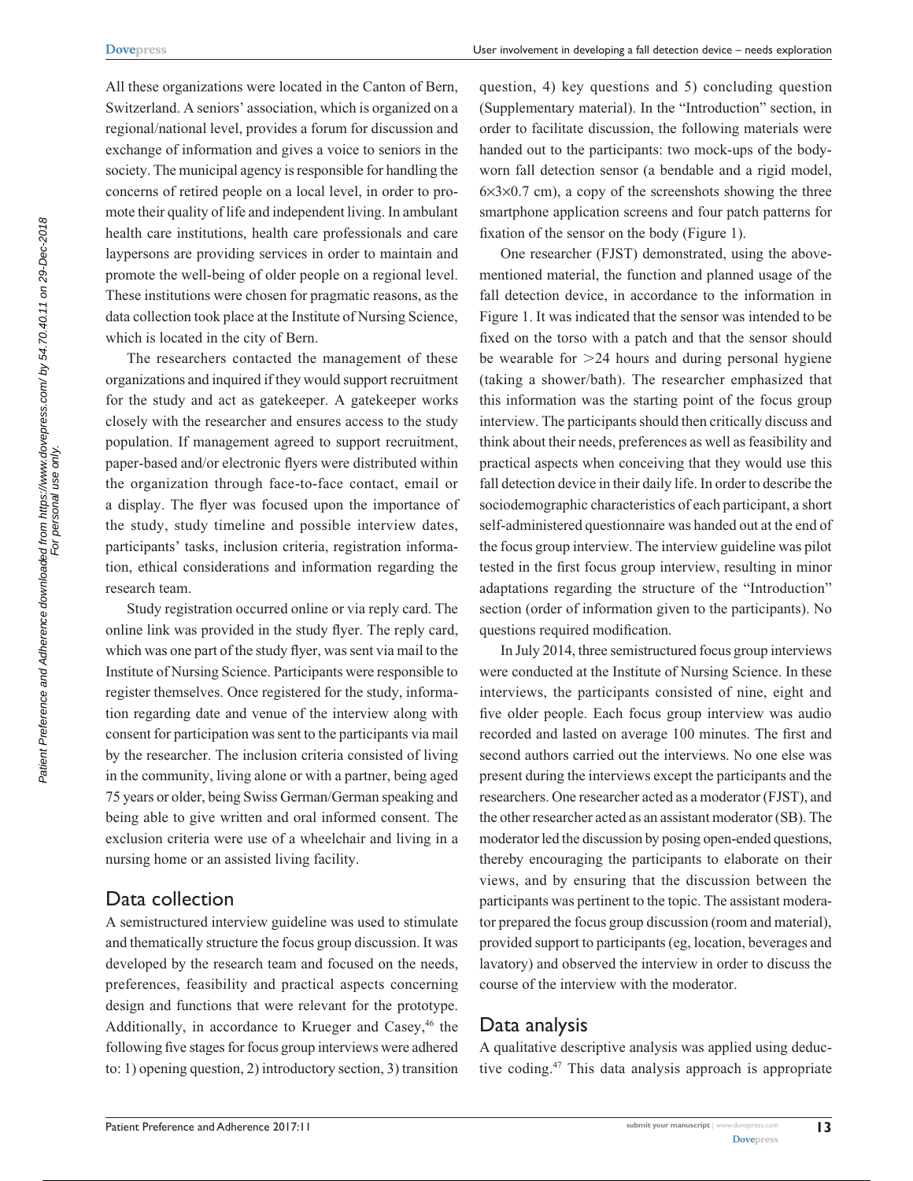All these organizations were located in the Canton of Bern, Switzerland. A seniors' association, which is organized on a regional/national level, provides a forum for discussion and exchange of information and gives a voice to seniors in the society. The municipal agency is responsible for handling the concerns of retired people on a local level, in order to promote their quality of life and independent living. In ambulant health care institutions, health care professionals and care laypersons are providing services in order to maintain and promote the well-being of older people on a regional level. These institutions were chosen for pragmatic reasons, as the data collection took place at the Institute of Nursing Science, which is located in the city of Bern.

The researchers contacted the management of these organizations and inquired if they would support recruitment for the study and act as gatekeeper. A gatekeeper works closely with the researcher and ensures access to the study population. If management agreed to support recruitment, paper-based and/or electronic flyers were distributed within the organization through face-to-face contact, email or a display. The flyer was focused upon the importance of the study, study timeline and possible interview dates, participants' tasks, inclusion criteria, registration information, ethical considerations and information regarding the research team.

Study registration occurred online or via reply card. The online link was provided in the study flyer. The reply card, which was one part of the study flyer, was sent via mail to the Institute of Nursing Science. Participants were responsible to register themselves. Once registered for the study, information regarding date and venue of the interview along with consent for participation was sent to the participants via mail by the researcher. The inclusion criteria consisted of living in the community, living alone or with a partner, being aged 75 years or older, being Swiss German/German speaking and being able to give written and oral informed consent. The exclusion criteria were use of a wheelchair and living in a nursing home or an assisted living facility.

## Data collection

A semistructured interview guideline was used to stimulate and thematically structure the focus group discussion. It was developed by the research team and focused on the needs, preferences, feasibility and practical aspects concerning design and functions that were relevant for the prototype. Additionally, in accordance to Krueger and Casey,[46] the following five stages for focus group interviews were adhered to: 1) opening question, 2) introductory section, 3) transition question, 4) key questions and 5) concluding question (Supplementary material). In the "Introduction" section, in order to facilitate discussion, the following materials were handed out to the participants: two mock-ups of the body-worn fall detection sensor (a bendable and a rigid model, 6×3×0.7 cm), a copy of the screenshots showing the three smartphone application screens and four patch patterns for fixation of the sensor on the body (Figure 1).

One researcher (FJST) demonstrated, using the above-mentioned material, the function and planned usage of the fall detection device, in accordance to the information in Figure 1. It was indicated that the sensor was intended to be fixed on the torso with a patch and that the sensor should be wearable for >24 hours and during personal hygiene (taking a shower/bath). The researcher emphasized that this information was the starting point of the focus group interview. The participants should then critically discuss and think about their needs, preferences as well as feasibility and practical aspects when conceiving that they would use this fall detection device in their daily life. In order to describe the sociodemographic characteristics of each participant, a short self-administered questionnaire was handed out at the end of the focus group interview. The interview guideline was pilot tested in the first focus group interview, resulting in minor adaptations regarding the structure of the "Introduction" section (order of information given to the participants). No questions required modification.

In July 2014, three semistructured focus group interviews were conducted at the Institute of Nursing Science. In these interviews, the participants consisted of nine, eight and five older people. Each focus group interview was audio recorded and lasted on average 100 minutes. The first and second authors carried out the interviews. No one else was present during the interviews except the participants and the researchers. One researcher acted as a moderator (FJST), and the other researcher acted as an assistant moderator (SB). The moderator led the discussion by posing open-ended questions, thereby encouraging the participants to elaborate on their views, and by ensuring that the discussion between the participants was pertinent to the topic. The assistant moderator prepared the focus group discussion (room and material), provided support to participants (eg, location, beverages and lavatory) and observed the interview in order to discuss the course of the interview with the moderator.

## Data analysis

A qualitative descriptive analysis was applied using deductive coding.[47] This data analysis approach is appropriate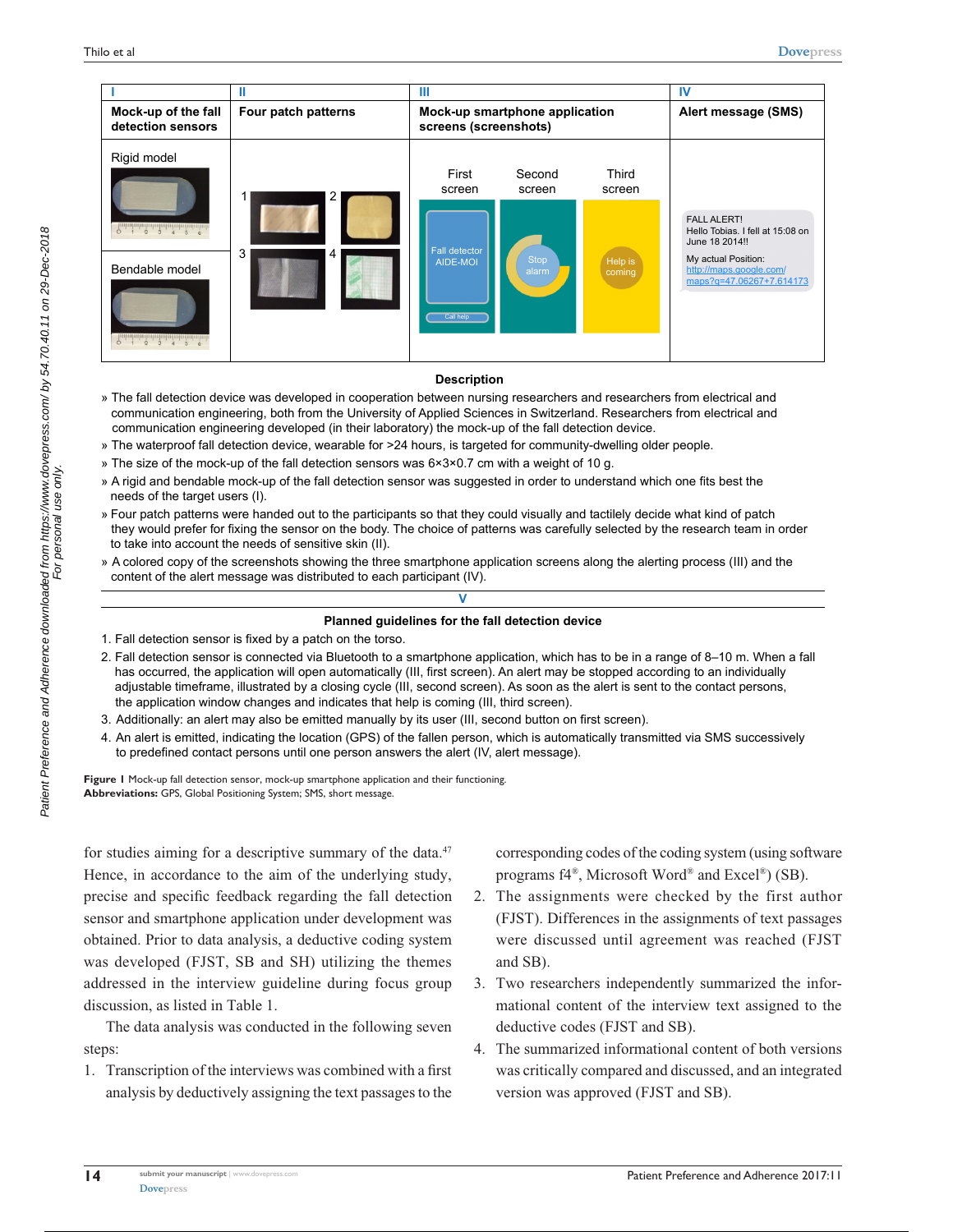| I | II | III | IV |
|---|---|---|---|
| **Mock-up of the fall detection sensors** | **Four patch patterns** | **Mock-up smartphone application screens (screenshots)** | **Alert message (SMS)** |
| Rigid model<br>Bendable model | 1 2<br>3 4 | First screen: Fall detector AIDE-MOI, Call help<br>Second screen: Stop alarm<br>Third screen: Help is coming | FALL ALERT!<br>Hello Tobias. I fell at 15:08 on June 18 2014!!<br>My actual Position:<br>http://maps.google.com/maps?q=47.06267+7.614173 |

**Description**

» The fall detection device was developed in cooperation between nursing researchers and researchers from electrical and communication engineering, both from the University of Applied Sciences in Switzerland. Researchers from electrical and communication engineering developed (in their laboratory) the mock-up of the fall detection device.
» The waterproof fall detection device, wearable for >24 hours, is targeted for community-dwelling older people.
» The size of the mock-up of the fall detection sensors was 6×3×0.7 cm with a weight of 10 g.
» A rigid and bendable mock-up of the fall detection sensor was suggested in order to understand which one fits best the needs of the target users (I).
» Four patch patterns were handed out to the participants so that they could visually and tactilely decide what kind of patch they would prefer for fixing the sensor on the body. The choice of patterns was carefully selected by the research team in order to take into account the needs of sensitive skin (II).
» A colored copy of the screenshots showing the three smartphone application screens along the alerting process (III) and the content of the alert message was distributed to each participant (IV).

**V**

**Planned guidelines for the fall detection device**

1. Fall detection sensor is fixed by a patch on the torso.
2. Fall detection sensor is connected via Bluetooth to a smartphone application, which has to be in a range of 8–10 m. When a fall has occurred, the application will open automatically (III, first screen). An alert may be stopped according to an individually adjustable timeframe, illustrated by a closing cycle (III, second screen). As soon as the alert is sent to the contact persons, the application window changes and indicates that help is coming (III, third screen).
3. Additionally: an alert may also be emitted manually by its user (III, second button on first screen).
4. An alert is emitted, indicating the location (GPS) of the fallen person, which is automatically transmitted via SMS successively to predefined contact persons until one person answers the alert (IV, alert message).

**Figure 1** Mock-up fall detection sensor, mock-up smartphone application and their functioning.
**Abbreviations:** GPS, Global Positioning System; SMS, short message.

for studies aiming for a descriptive summary of the data.[47] Hence, in accordance to the aim of the underlying study, precise and specific feedback regarding the fall detection sensor and smartphone application under development was obtained. Prior to data analysis, a deductive coding system was developed (FJST, SB and SH) utilizing the themes addressed in the interview guideline during focus group discussion, as listed in Table 1.

The data analysis was conducted in the following seven steps:

1. Transcription of the interviews was combined with a first analysis by deductively assigning the text passages to the corresponding codes of the coding system (using software programs f4®, Microsoft Word® and Excel®) (SB).
2. The assignments were checked by the first author (FJST). Differences in the assignments of text passages were discussed until agreement was reached (FJST and SB).
3. Two researchers independently summarized the informational content of the interview text assigned to the deductive codes (FJST and SB).
4. The summarized informational content of both versions was critically compared and discussed, and an integrated version was approved (FJST and SB).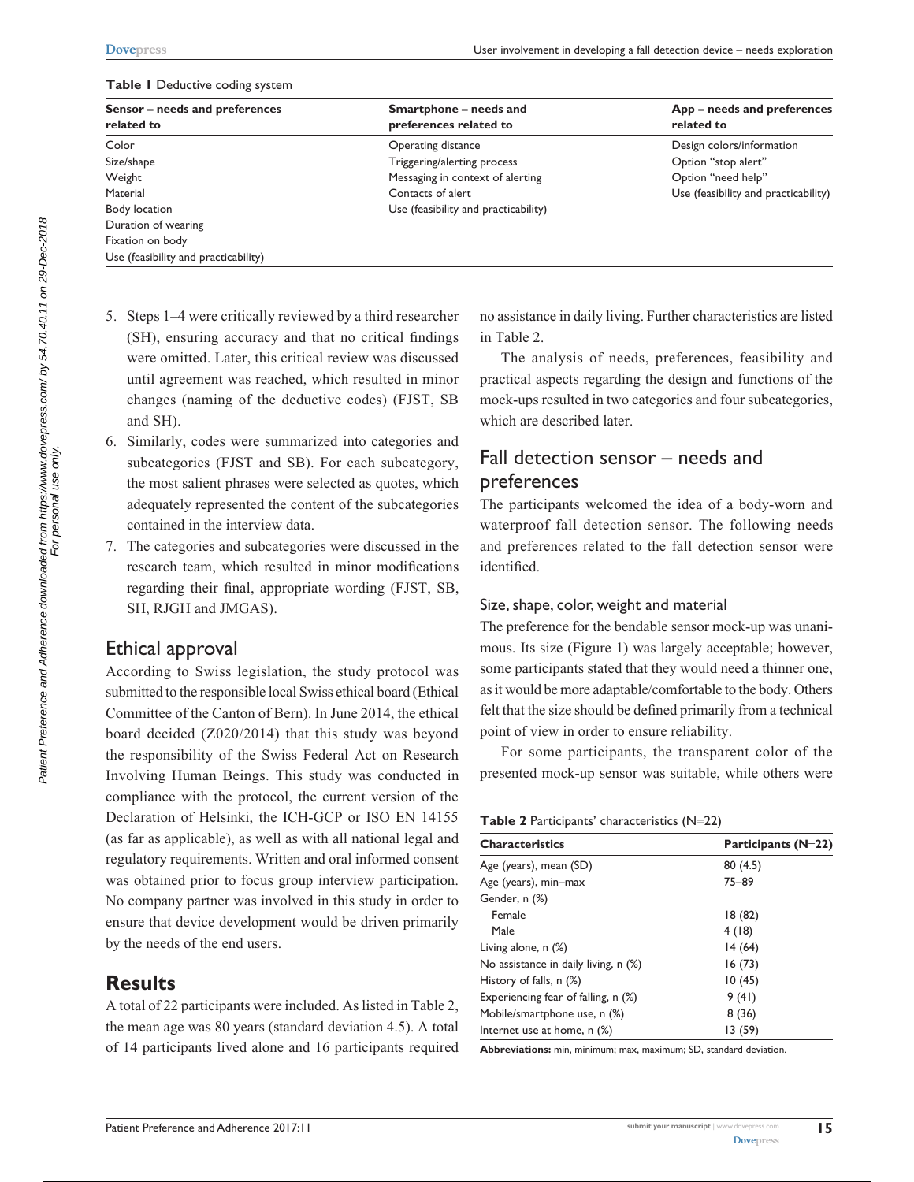**Table 1** Deductive coding system

| Sensor – needs and preferences related to | Smartphone – needs and preferences related to | App – needs and preferences related to |
|---|---|---|
| Color | Operating distance | Design colors/information |
| Size/shape | Triggering/alerting process | Option "stop alert" |
| Weight | Messaging in context of alerting | Option "need help" |
| Material | Contacts of alert | Use (feasibility and practicability) |
| Body location | Use (feasibility and practicability) | |
| Duration of wearing | | |
| Fixation on body | | |
| Use (feasibility and practicability) | | |

5. Steps 1–4 were critically reviewed by a third researcher (SH), ensuring accuracy and that no critical findings were omitted. Later, this critical review was discussed until agreement was reached, which resulted in minor changes (naming of the deductive codes) (FJST, SB and SH).
6. Similarly, codes were summarized into categories and subcategories (FJST and SB). For each subcategory, the most salient phrases were selected as quotes, which adequately represented the content of the subcategories contained in the interview data.
7. The categories and subcategories were discussed in the research team, which resulted in minor modifications regarding their final, appropriate wording (FJST, SB, SH, RJGH and JMGAS).

## Ethical approval

According to Swiss legislation, the study protocol was submitted to the responsible local Swiss ethical board (Ethical Committee of the Canton of Bern). In June 2014, the ethical board decided (Z020/2014) that this study was beyond the responsibility of the Swiss Federal Act on Research Involving Human Beings. This study was conducted in compliance with the protocol, the current version of the Declaration of Helsinki, the ICH-GCP or ISO EN 14155 (as far as applicable), as well as with all national legal and regulatory requirements. Written and oral informed consent was obtained prior to focus group interview participation. No company partner was involved in this study in order to ensure that device development would be driven primarily by the needs of the end users.

# Results

A total of 22 participants were included. As listed in Table 2, the mean age was 80 years (standard deviation 4.5). A total of 14 participants lived alone and 16 participants required no assistance in daily living. Further characteristics are listed in Table 2.

The analysis of needs, preferences, feasibility and practical aspects regarding the design and functions of the mock-ups resulted in two categories and four subcategories, which are described later.

## Fall detection sensor – needs and preferences

The participants welcomed the idea of a body-worn and waterproof fall detection sensor. The following needs and preferences related to the fall detection sensor were identified.

### Size, shape, color, weight and material

The preference for the bendable sensor mock-up was unanimous. Its size (Figure 1) was largely acceptable; however, some participants stated that they would need a thinner one, as it would be more adaptable/comfortable to the body. Others felt that the size should be defined primarily from a technical point of view in order to ensure reliability.

For some participants, the transparent color of the presented mock-up sensor was suitable, while others were

**Table 2** Participants' characteristics (N=22)

| Characteristics | Participants (N=22) |
|---|---|
| Age (years), mean (SD) | 80 (4.5) |
| Age (years), min–max | 75–89 |
| Gender, n (%) | |
| Female | 18 (82) |
| Male | 4 (18) |
| Living alone, n (%) | 14 (64) |
| No assistance in daily living, n (%) | 16 (73) |
| History of falls, n (%) | 10 (45) |
| Experiencing fear of falling, n (%) | 9 (41) |
| Mobile/smartphone use, n (%) | 8 (36) |
| Internet use at home, n (%) | 13 (59) |

**Abbreviations:** min, minimum; max, maximum; SD, standard deviation.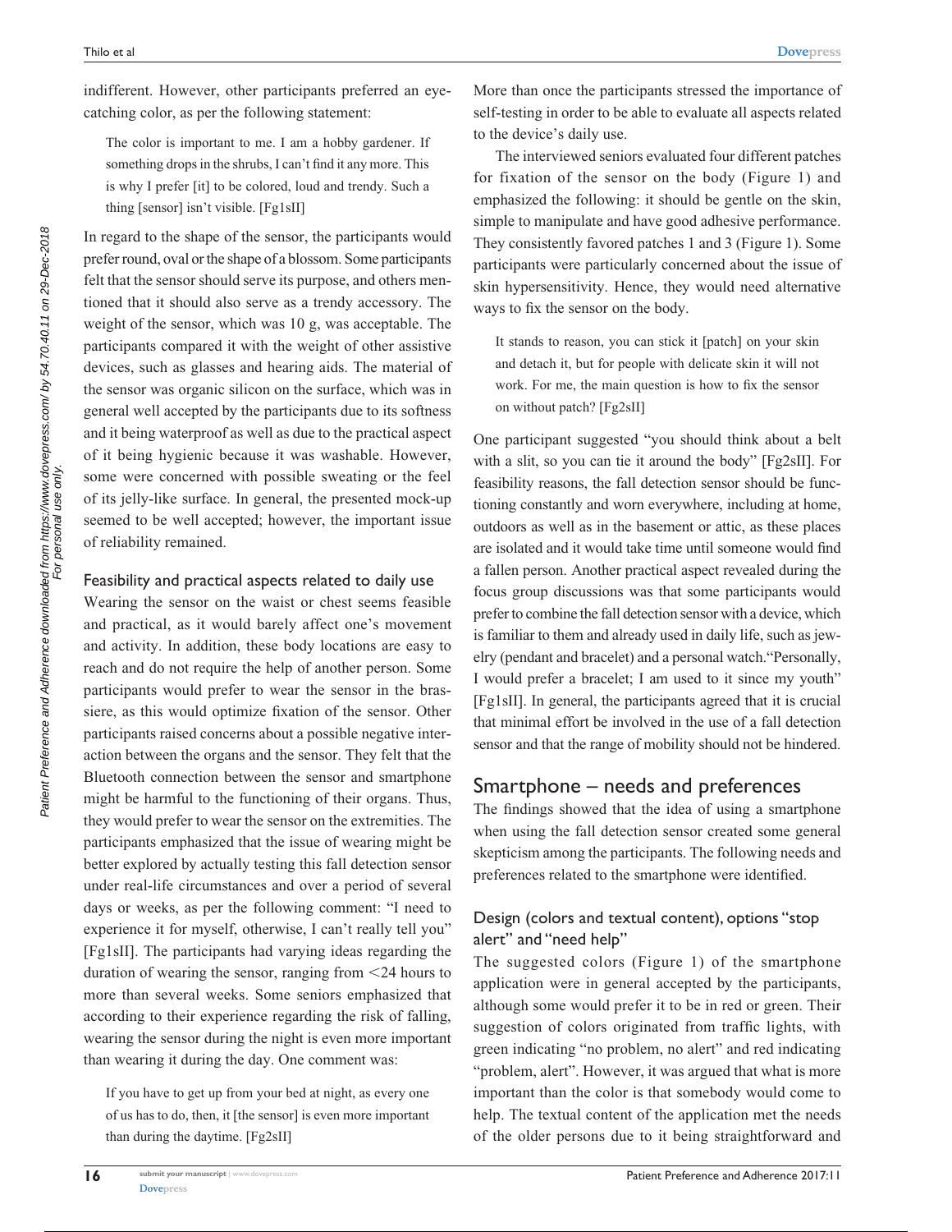indifferent. However, other participants preferred an eye-catching color, as per the following statement:

> The color is important to me. I am a hobby gardener. If something drops in the shrubs, I can't find it any more. This is why I prefer [it] to be colored, loud and trendy. Such a thing [sensor] isn't visible. [Fg1sII]

In regard to the shape of the sensor, the participants would prefer round, oval or the shape of a blossom. Some participants felt that the sensor should serve its purpose, and others mentioned that it should also serve as a trendy accessory. The weight of the sensor, which was 10 g, was acceptable. The participants compared it with the weight of other assistive devices, such as glasses and hearing aids. The material of the sensor was organic silicon on the surface, which was in general well accepted by the participants due to its softness and it being waterproof as well as due to the practical aspect of it being hygienic because it was washable. However, some were concerned with possible sweating or the feel of its jelly-like surface. In general, the presented mock-up seemed to be well accepted; however, the important issue of reliability remained.

### Feasibility and practical aspects related to daily use

Wearing the sensor on the waist or chest seems feasible and practical, as it would barely affect one's movement and activity. In addition, these body locations are easy to reach and do not require the help of another person. Some participants would prefer to wear the sensor in the brassiere, as this would optimize fixation of the sensor. Other participants raised concerns about a possible negative interaction between the organs and the sensor. They felt that the Bluetooth connection between the sensor and smartphone might be harmful to the functioning of their organs. Thus, they would prefer to wear the sensor on the extremities. The participants emphasized that the issue of wearing might be better explored by actually testing this fall detection sensor under real-life circumstances and over a period of several days or weeks, as per the following comment: "I need to experience it for myself, otherwise, I can't really tell you" [Fg1sII]. The participants had varying ideas regarding the duration of wearing the sensor, ranging from <24 hours to more than several weeks. Some seniors emphasized that according to their experience regarding the risk of falling, wearing the sensor during the night is even more important than wearing it during the day. One comment was:

> If you have to get up from your bed at night, as every one of us has to do, then, it [the sensor] is even more important than during the daytime. [Fg2sII]

More than once the participants stressed the importance of self-testing in order to be able to evaluate all aspects related to the device's daily use.

The interviewed seniors evaluated four different patches for fixation of the sensor on the body (Figure 1) and emphasized the following: it should be gentle on the skin, simple to manipulate and have good adhesive performance. They consistently favored patches 1 and 3 (Figure 1). Some participants were particularly concerned about the issue of skin hypersensitivity. Hence, they would need alternative ways to fix the sensor on the body.

> It stands to reason, you can stick it [patch] on your skin and detach it, but for people with delicate skin it will not work. For me, the main question is how to fix the sensor on without patch? [Fg2sII]

One participant suggested "you should think about a belt with a slit, so you can tie it around the body" [Fg2sII]. For feasibility reasons, the fall detection sensor should be functioning constantly and worn everywhere, including at home, outdoors as well as in the basement or attic, as these places are isolated and it would take time until someone would find a fallen person. Another practical aspect revealed during the focus group discussions was that some participants would prefer to combine the fall detection sensor with a device, which is familiar to them and already used in daily life, such as jewelry (pendant and bracelet) and a personal watch."Personally, I would prefer a bracelet; I am used to it since my youth" [Fg1sII]. In general, the participants agreed that it is crucial that minimal effort be involved in the use of a fall detection sensor and that the range of mobility should not be hindered.

## Smartphone – needs and preferences

The findings showed that the idea of using a smartphone when using the fall detection sensor created some general skepticism among the participants. The following needs and preferences related to the smartphone were identified.

### Design (colors and textual content), options "stop alert" and "need help"

The suggested colors (Figure 1) of the smartphone application were in general accepted by the participants, although some would prefer it to be in red or green. Their suggestion of colors originated from traffic lights, with green indicating "no problem, no alert" and red indicating "problem, alert". However, it was argued that what is more important than the color is that somebody would come to help. The textual content of the application met the needs of the older persons due to it being straightforward and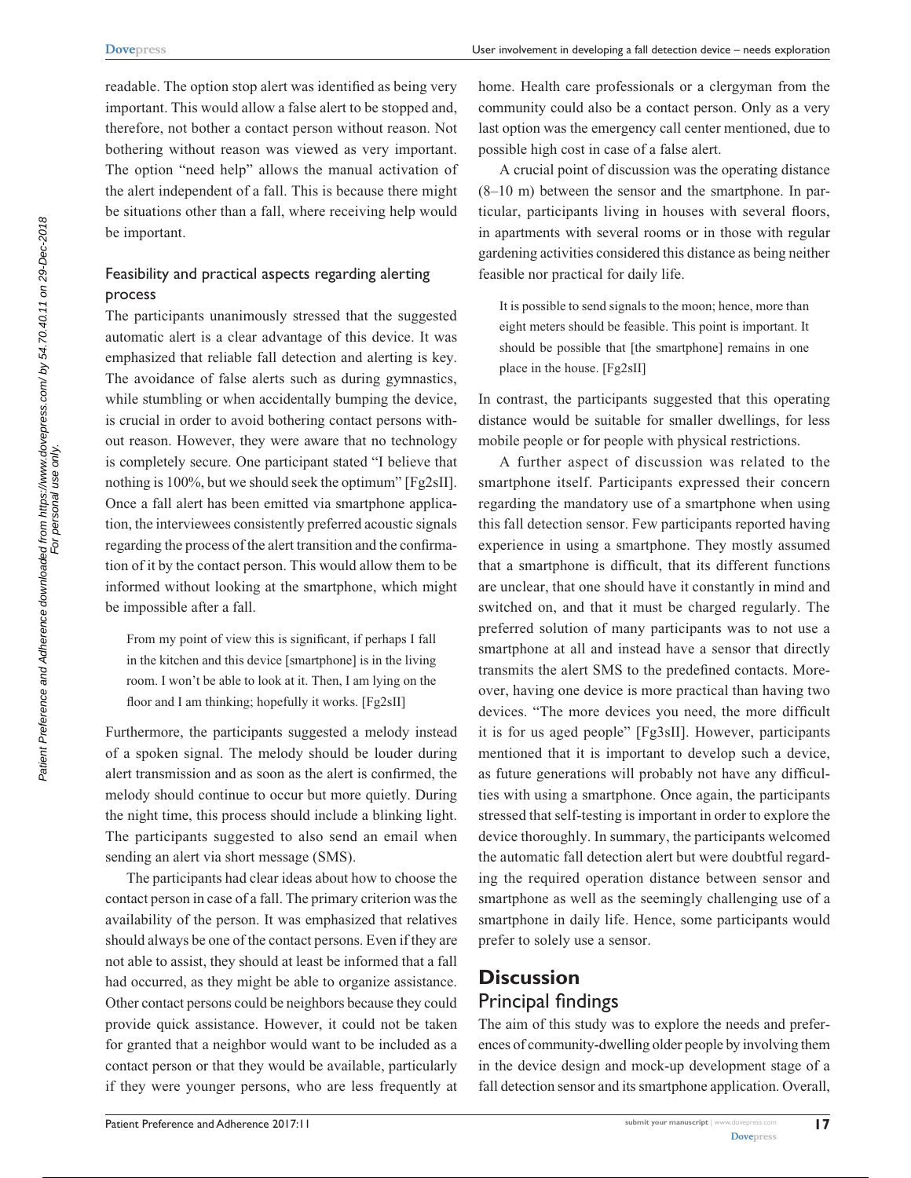readable. The option stop alert was identified as being very important. This would allow a false alert to be stopped and, therefore, not bother a contact person without reason. Not bothering without reason was viewed as very important. The option "need help" allows the manual activation of the alert independent of a fall. This is because there might be situations other than a fall, where receiving help would be important.

### Feasibility and practical aspects regarding alerting process

The participants unanimously stressed that the suggested automatic alert is a clear advantage of this device. It was emphasized that reliable fall detection and alerting is key. The avoidance of false alerts such as during gymnastics, while stumbling or when accidentally bumping the device, is crucial in order to avoid bothering contact persons without reason. However, they were aware that no technology is completely secure. One participant stated "I believe that nothing is 100%, but we should seek the optimum" [Fg2sII]. Once a fall alert has been emitted via smartphone application, the interviewees consistently preferred acoustic signals regarding the process of the alert transition and the confirmation of it by the contact person. This would allow them to be informed without looking at the smartphone, which might be impossible after a fall.

> From my point of view this is significant, if perhaps I fall in the kitchen and this device [smartphone] is in the living room. I won't be able to look at it. Then, I am lying on the floor and I am thinking; hopefully it works. [Fg2sII]

Furthermore, the participants suggested a melody instead of a spoken signal. The melody should be louder during alert transmission and as soon as the alert is confirmed, the melody should continue to occur but more quietly. During the night time, this process should include a blinking light. The participants suggested to also send an email when sending an alert via short message (SMS).

The participants had clear ideas about how to choose the contact person in case of a fall. The primary criterion was the availability of the person. It was emphasized that relatives should always be one of the contact persons. Even if they are not able to assist, they should at least be informed that a fall had occurred, as they might be able to organize assistance. Other contact persons could be neighbors because they could provide quick assistance. However, it could not be taken for granted that a neighbor would want to be included as a contact person or that they would be available, particularly if they were younger persons, who are less frequently at home. Health care professionals or a clergyman from the community could also be a contact person. Only as a very last option was the emergency call center mentioned, due to possible high cost in case of a false alert.

A crucial point of discussion was the operating distance (8–10 m) between the sensor and the smartphone. In particular, participants living in houses with several floors, in apartments with several rooms or in those with regular gardening activities considered this distance as being neither feasible nor practical for daily life.

> It is possible to send signals to the moon; hence, more than eight meters should be feasible. This point is important. It should be possible that [the smartphone] remains in one place in the house. [Fg2sII]

In contrast, the participants suggested that this operating distance would be suitable for smaller dwellings, for less mobile people or for people with physical restrictions.

A further aspect of discussion was related to the smartphone itself. Participants expressed their concern regarding the mandatory use of a smartphone when using this fall detection sensor. Few participants reported having experience in using a smartphone. They mostly assumed that a smartphone is difficult, that its different functions are unclear, that one should have it constantly in mind and switched on, and that it must be charged regularly. The preferred solution of many participants was to not use a smartphone at all and instead have a sensor that directly transmits the alert SMS to the predefined contacts. Moreover, having one device is more practical than having two devices. "The more devices you need, the more difficult it is for us aged people" [Fg3sII]. However, participants mentioned that it is important to develop such a device, as future generations will probably not have any difficulties with using a smartphone. Once again, the participants stressed that self-testing is important in order to explore the device thoroughly. In summary, the participants welcomed the automatic fall detection alert but were doubtful regarding the required operation distance between sensor and smartphone as well as the seemingly challenging use of a smartphone in daily life. Hence, some participants would prefer to solely use a sensor.

## Discussion

### Principal findings

The aim of this study was to explore the needs and preferences of community-dwelling older people by involving them in the device design and mock-up development stage of a fall detection sensor and its smartphone application. Overall,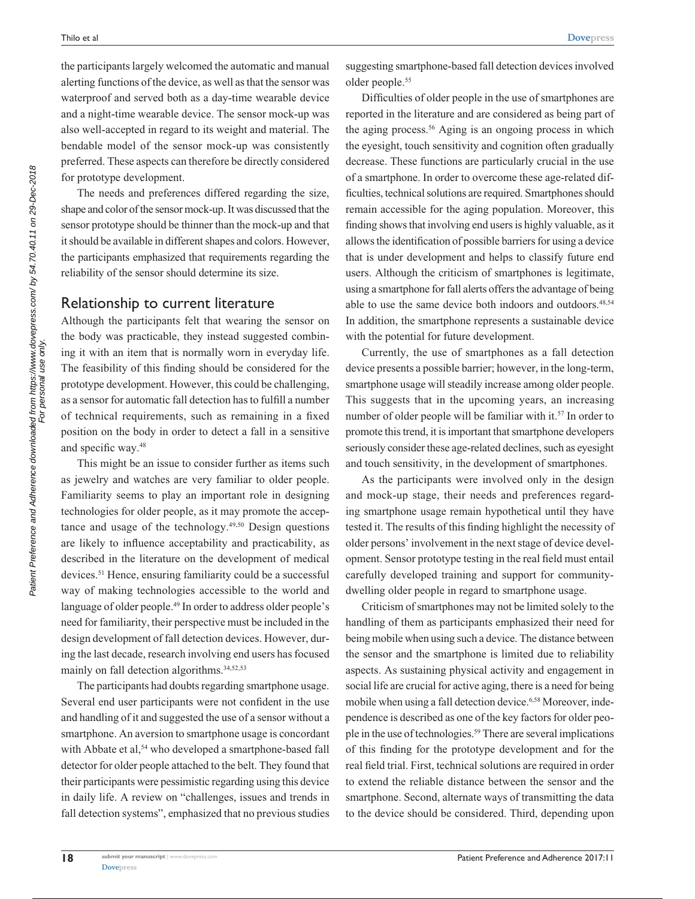the participants largely welcomed the automatic and manual alerting functions of the device, as well as that the sensor was waterproof and served both as a day-time wearable device and a night-time wearable device. The sensor mock-up was also well-accepted in regard to its weight and material. The bendable model of the sensor mock-up was consistently preferred. These aspects can therefore be directly considered for prototype development.

The needs and preferences differed regarding the size, shape and color of the sensor mock-up. It was discussed that the sensor prototype should be thinner than the mock-up and that it should be available in different shapes and colors. However, the participants emphasized that requirements regarding the reliability of the sensor should determine its size.

## Relationship to current literature

Although the participants felt that wearing the sensor on the body was practicable, they instead suggested combining it with an item that is normally worn in everyday life. The feasibility of this finding should be considered for the prototype development. However, this could be challenging, as a sensor for automatic fall detection has to fulfill a number of technical requirements, such as remaining in a fixed position on the body in order to detect a fall in a sensitive and specific way.[48]

This might be an issue to consider further as items such as jewelry and watches are very familiar to older people. Familiarity seems to play an important role in designing technologies for older people, as it may promote the acceptance and usage of the technology.[49,50] Design questions are likely to influence acceptability and practicability, as described in the literature on the development of medical devices.[51] Hence, ensuring familiarity could be a successful way of making technologies accessible to the world and language of older people.[49] In order to address older people's need for familiarity, their perspective must be included in the design development of fall detection devices. However, during the last decade, research involving end users has focused mainly on fall detection algorithms.[34,52,53]

The participants had doubts regarding smartphone usage. Several end user participants were not confident in the use and handling of it and suggested the use of a sensor without a smartphone. An aversion to smartphone usage is concordant with Abbate et al,[54] who developed a smartphone-based fall detector for older people attached to the belt. They found that their participants were pessimistic regarding using this device in daily life. A review on "challenges, issues and trends in fall detection systems", emphasized that no previous studies suggesting smartphone-based fall detection devices involved older people.[55]

Difficulties of older people in the use of smartphones are reported in the literature and are considered as being part of the aging process.[56] Aging is an ongoing process in which the eyesight, touch sensitivity and cognition often gradually decrease. These functions are particularly crucial in the use of a smartphone. In order to overcome these age-related difficulties, technical solutions are required. Smartphones should remain accessible for the aging population. Moreover, this finding shows that involving end users is highly valuable, as it allows the identification of possible barriers for using a device that is under development and helps to classify future end users. Although the criticism of smartphones is legitimate, using a smartphone for fall alerts offers the advantage of being able to use the same device both indoors and outdoors.[48,54] In addition, the smartphone represents a sustainable device with the potential for future development.

Currently, the use of smartphones as a fall detection device presents a possible barrier; however, in the long-term, smartphone usage will steadily increase among older people. This suggests that in the upcoming years, an increasing number of older people will be familiar with it.[57] In order to promote this trend, it is important that smartphone developers seriously consider these age-related declines, such as eyesight and touch sensitivity, in the development of smartphones.

As the participants were involved only in the design and mock-up stage, their needs and preferences regarding smartphone usage remain hypothetical until they have tested it. The results of this finding highlight the necessity of older persons' involvement in the next stage of device development. Sensor prototype testing in the real field must entail carefully developed training and support for community-dwelling older people in regard to smartphone usage.

Criticism of smartphones may not be limited solely to the handling of them as participants emphasized their need for being mobile when using such a device. The distance between the sensor and the smartphone is limited due to reliability aspects. As sustaining physical activity and engagement in social life are crucial for active aging, there is a need for being mobile when using a fall detection device.[6,58] Moreover, independence is described as one of the key factors for older people in the use of technologies.[59] There are several implications of this finding for the prototype development and for the real field trial. First, technical solutions are required in order to extend the reliable distance between the sensor and the smartphone. Second, alternate ways of transmitting the data to the device should be considered. Third, depending upon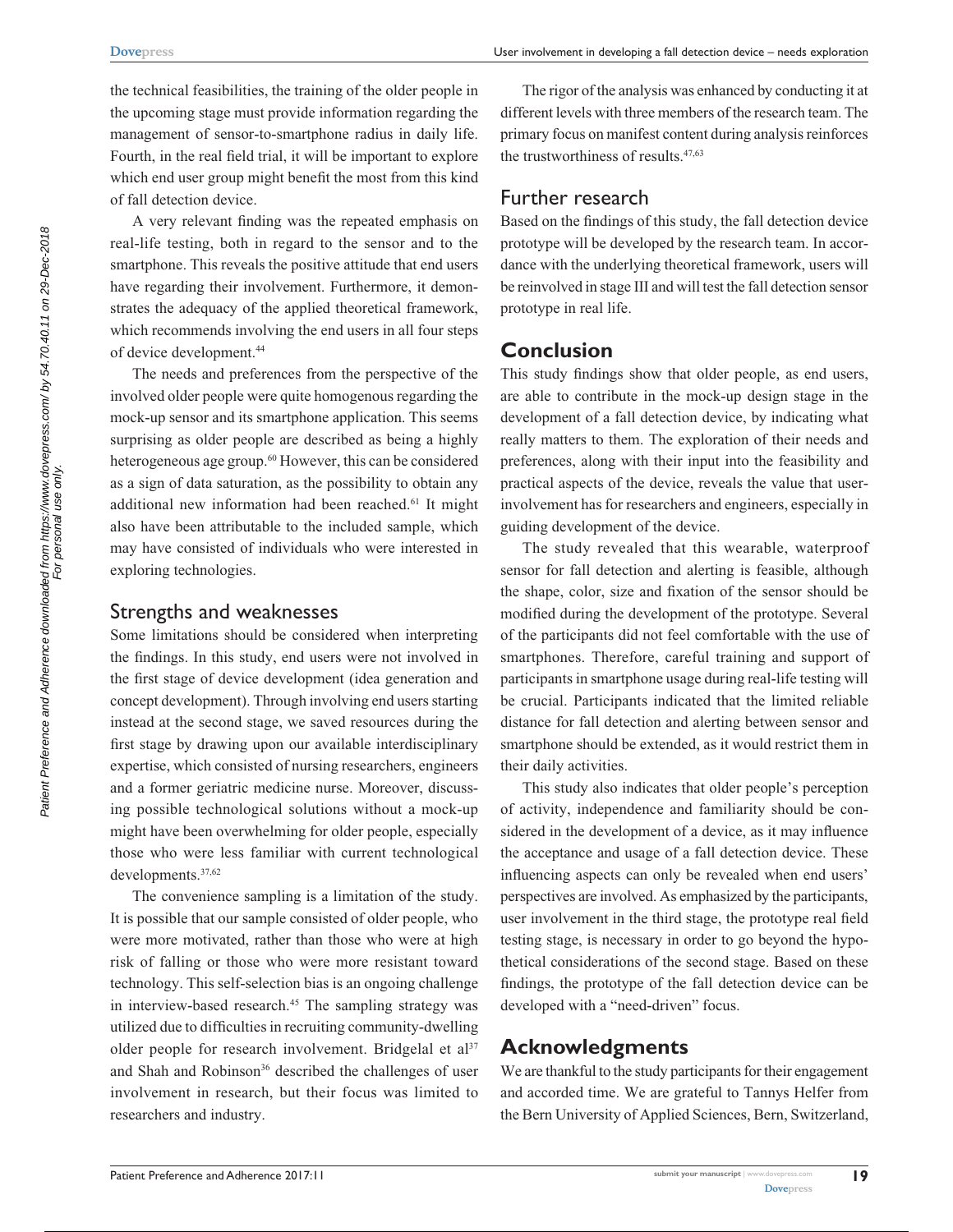the technical feasibilities, the training of the older people in the upcoming stage must provide information regarding the management of sensor-to-smartphone radius in daily life. Fourth, in the real field trial, it will be important to explore which end user group might benefit the most from this kind of fall detection device.

A very relevant finding was the repeated emphasis on real-life testing, both in regard to the sensor and to the smartphone. This reveals the positive attitude that end users have regarding their involvement. Furthermore, it demonstrates the adequacy of the applied theoretical framework, which recommends involving the end users in all four steps of device development.[44]

The needs and preferences from the perspective of the involved older people were quite homogenous regarding the mock-up sensor and its smartphone application. This seems surprising as older people are described as being a highly heterogeneous age group.[60] However, this can be considered as a sign of data saturation, as the possibility to obtain any additional new information had been reached.[61] It might also have been attributable to the included sample, which may have consisted of individuals who were interested in exploring technologies.

## Strengths and weaknesses

Some limitations should be considered when interpreting the findings. In this study, end users were not involved in the first stage of device development (idea generation and concept development). Through involving end users starting instead at the second stage, we saved resources during the first stage by drawing upon our available interdisciplinary expertise, which consisted of nursing researchers, engineers and a former geriatric medicine nurse. Moreover, discussing possible technological solutions without a mock-up might have been overwhelming for older people, especially those who were less familiar with current technological developments.[37,62]

The convenience sampling is a limitation of the study. It is possible that our sample consisted of older people, who were more motivated, rather than those who were at high risk of falling or those who were more resistant toward technology. This self-selection bias is an ongoing challenge in interview-based research.[45] The sampling strategy was utilized due to difficulties in recruiting community-dwelling older people for research involvement. Bridgelal et al[37] and Shah and Robinson[36] described the challenges of user involvement in research, but their focus was limited to researchers and industry.

The rigor of the analysis was enhanced by conducting it at different levels with three members of the research team. The primary focus on manifest content during analysis reinforces the trustworthiness of results.[47,63]

## Further research

Based on the findings of this study, the fall detection device prototype will be developed by the research team. In accordance with the underlying theoretical framework, users will be reinvolved in stage III and will test the fall detection sensor prototype in real life.

# Conclusion

This study findings show that older people, as end users, are able to contribute in the mock-up design stage in the development of a fall detection device, by indicating what really matters to them. The exploration of their needs and preferences, along with their input into the feasibility and practical aspects of the device, reveals the value that user-involvement has for researchers and engineers, especially in guiding development of the device.

The study revealed that this wearable, waterproof sensor for fall detection and alerting is feasible, although the shape, color, size and fixation of the sensor should be modified during the development of the prototype. Several of the participants did not feel comfortable with the use of smartphones. Therefore, careful training and support of participants in smartphone usage during real-life testing will be crucial. Participants indicated that the limited reliable distance for fall detection and alerting between sensor and smartphone should be extended, as it would restrict them in their daily activities.

This study also indicates that older people's perception of activity, independence and familiarity should be considered in the development of a device, as it may influence the acceptance and usage of a fall detection device. These influencing aspects can only be revealed when end users' perspectives are involved. As emphasized by the participants, user involvement in the third stage, the prototype real field testing stage, is necessary in order to go beyond the hypothetical considerations of the second stage. Based on these findings, the prototype of the fall detection device can be developed with a "need-driven" focus.

# Acknowledgments

We are thankful to the study participants for their engagement and accorded time. We are grateful to Tannys Helfer from the Bern University of Applied Sciences, Bern, Switzerland,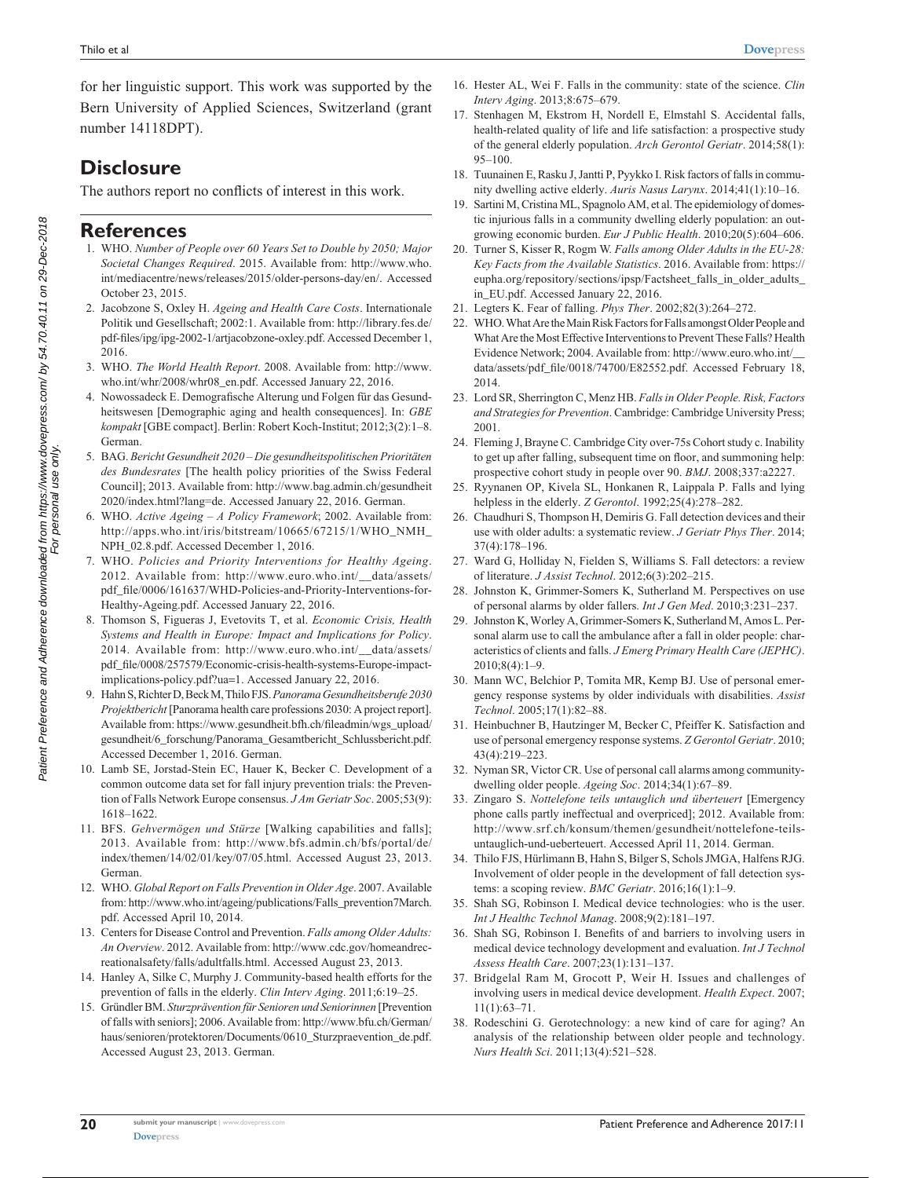for her linguistic support. This work was supported by the Bern University of Applied Sciences, Switzerland (grant number 14118DPT).

## Disclosure

The authors report no conflicts of interest in this work.

## References

1. WHO. *Number of People over 60 Years Set to Double by 2050; Major Societal Changes Required*. 2015. Available from: http://www.who.int/mediacentre/news/releases/2015/older-persons-day/en/. Accessed October 23, 2015.
2. Jacobzone S, Oxley H. *Ageing and Health Care Costs*. Internationale Politik und Gesellschaft; 2002:1. Available from: http://library.fes.de/pdf-files/ipg/ipg-2002-1/artjacobzone-oxley.pdf. Accessed December 1, 2016.
3. WHO. *The World Health Report*. 2008. Available from: http://www.who.int/whr/2008/whr08_en.pdf. Accessed January 22, 2016.
4. Nowossadeck E. Demografische Alterung und Folgen für das Gesundheitswesen [Demographic aging and health consequences]. In: *GBE kompakt* [GBE compact]. Berlin: Robert Koch-Institut; 2012;3(2):1–8. German.
5. BAG. *Bericht Gesundheit 2020 – Die gesundheitspolitischen Prioritäten des Bundesrates* [The health policy priorities of the Swiss Federal Council]; 2013. Available from: http://www.bag.admin.ch/gesundheit2020/index.html?lang=de. Accessed January 22, 2016. German.
6. WHO. *Active Ageing – A Policy Framework*; 2002. Available from: http://apps.who.int/iris/bitstream/10665/67215/1/WHO_NMH_NPH_02.8.pdf. Accessed December 1, 2016.
7. WHO. *Policies and Priority Interventions for Healthy Ageing*. 2012. Available from: http://www.euro.who.int/__data/assets/pdf_file/0006/161637/WHD-Policies-and-Priority-Interventions-for-Healthy-Ageing.pdf. Accessed January 22, 2016.
8. Thomson S, Figueras J, Evetovits T, et al. *Economic Crisis, Health Systems and Health in Europe: Impact and Implications for Policy*. 2014. Available from: http://www.euro.who.int/__data/assets/pdf_file/0008/257579/Economic-crisis-health-systems-Europe-impact-implications-policy.pdf?ua=1. Accessed January 22, 2016.
9. Hahn S, Richter D, Beck M, Thilo FJS. *Panorama Gesundheitsberufe 2030 Projektbericht* [Panorama health care professions 2030: A project report]. Available from: https://www.gesundheit.bfh.ch/fileadmin/wgs_upload/gesundheit/6_forschung/Panorama_Gesamtbericht_Schlussbericht.pdf. Accessed December 1, 2016. German.
10. Lamb SE, Jorstad-Stein EC, Hauer K, Becker C. Development of a common outcome data set for fall injury prevention trials: the Prevention of Falls Network Europe consensus. *J Am Geriatr Soc*. 2005;53(9):1618–1622.
11. BFS. *Gehvermögen und Stürze* [Walking capabilities and falls]; 2013. Available from: http://www.bfs.admin.ch/bfs/portal/de/index/themen/14/02/01/key/07/05.html. Accessed August 23, 2013. German.
12. WHO. *Global Report on Falls Prevention in Older Age*. 2007. Available from: http://www.who.int/ageing/publications/Falls_prevention7March.pdf. Accessed April 10, 2014.
13. Centers for Disease Control and Prevention. *Falls among Older Adults: An Overview*. 2012. Available from: http://www.cdc.gov/homeandrecreationalsafety/falls/adultfalls.html. Accessed August 23, 2013.
14. Hanley A, Silke C, Murphy J. Community-based health efforts for the prevention of falls in the elderly. *Clin Interv Aging*. 2011;6:19–25.
15. Gründler BM. *Sturzprävention für Senioren und Seniorinnen* [Prevention of falls with seniors]; 2006. Available from: http://www.bfu.ch/German/haus/senioren/protektoren/Documents/0610_Sturzpraevention_de.pdf. Accessed August 23, 2013. German.
16. Hester AL, Wei F. Falls in the community: state of the science. *Clin Interv Aging*. 2013;8:675–679.
17. Stenhagen M, Ekstrom H, Nordell E, Elmstahl S. Accidental falls, health-related quality of life and life satisfaction: a prospective study of the general elderly population. *Arch Gerontol Geriatr*. 2014;58(1):95–100.
18. Tuunainen E, Rasku J, Jantti P, Pyykko I. Risk factors of falls in community dwelling active elderly. *Auris Nasus Larynx*. 2014;41(1):10–16.
19. Sartini M, Cristina ML, Spagnolo AM, et al. The epidemiology of domestic injurious falls in a community dwelling elderly population: an outgrowing economic burden. *Eur J Public Health*. 2010;20(5):604–606.
20. Turner S, Kisser R, Rogm W. *Falls among Older Adults in the EU-28: Key Facts from the Available Statistics*. 2016. Available from: https://eupha.org/repository/sections/ipsp/Factsheet_falls_in_older_adults_in_EU.pdf. Accessed January 22, 2016.
21. Legters K. Fear of falling. *Phys Ther*. 2002;82(3):264–272.
22. WHO. What Are the Main Risk Factors for Falls amongst Older People and What Are the Most Effective Interventions to Prevent These Falls? Health Evidence Network; 2004. Available from: http://www.euro.who.int/__data/assets/pdf_file/0018/74700/E82552.pdf. Accessed February 18, 2014.
23. Lord SR, Sherrington C, Menz HB. *Falls in Older People. Risk, Factors and Strategies for Prevention*. Cambridge: Cambridge University Press; 2001.
24. Fleming J, Brayne C. Cambridge City over-75s Cohort study c. Inability to get up after falling, subsequent time on floor, and summoning help: prospective cohort study in people over 90. *BMJ*. 2008;337:a2227.
25. Ryynanen OP, Kivela SL, Honkanen R, Laippala P. Falls and lying helpless in the elderly. *Z Gerontol*. 1992;25(4):278–282.
26. Chaudhuri S, Thompson H, Demiris G. Fall detection devices and their use with older adults: a systematic review. *J Geriatr Phys Ther*. 2014;37(4):178–196.
27. Ward G, Holliday N, Fielden S, Williams S. Fall detectors: a review of literature. *J Assist Technol*. 2012;6(3):202–215.
28. Johnston K, Grimmer-Somers K, Sutherland M. Perspectives on use of personal alarms by older fallers. *Int J Gen Med*. 2010;3:231–237.
29. Johnston K, Worley A, Grimmer-Somers K, Sutherland M, Amos L. Personal alarm use to call the ambulance after a fall in older people: characteristics of clients and falls. *J Emerg Primary Health Care (JEPHC)*. 2010;8(4):1–9.
30. Mann WC, Belchior P, Tomita MR, Kemp BJ. Use of personal emergency response systems by older individuals with disabilities. *Assist Technol*. 2005;17(1):82–88.
31. Heinbuchner B, Hautzinger M, Becker C, Pfeiffer K. Satisfaction and use of personal emergency response systems. *Z Gerontol Geriatr*. 2010;43(4):219–223.
32. Nyman SR, Victor CR. Use of personal call alarms among community-dwelling older people. *Ageing Soc*. 2014;34(1):67–89.
33. Zingaro S. *Nottelefone teils untauglich und überteuert* [Emergency phone calls partly ineffectual and overpriced]; 2012. Available from: http://www.srf.ch/konsum/themen/gesundheit/nottelefone-teils-untauglich-und-ueberteuert. Accessed April 11, 2014. German.
34. Thilo FJS, Hürlimann B, Hahn S, Bilger S, Schols JMGA, Halfens RJG. Involvement of older people in the development of fall detection systems: a scoping review. *BMC Geriatr*. 2016;16(1):1–9.
35. Shah SG, Robinson I. Medical device technologies: who is the user. *Int J Healthc Technol Manag*. 2008;9(2):181–197.
36. Shah SG, Robinson I. Benefits of and barriers to involving users in medical device technology development and evaluation. *Int J Technol Assess Health Care*. 2007;23(1):131–137.
37. Bridgelal Ram M, Grocott P, Weir H. Issues and challenges of involving users in medical device development. *Health Expect*. 2007;11(1):63–71.
38. Rodeschini G. Gerotechnology: a new kind of care for aging? An analysis of the relationship between older people and technology. *Nurs Health Sci*. 2011;13(4):521–528.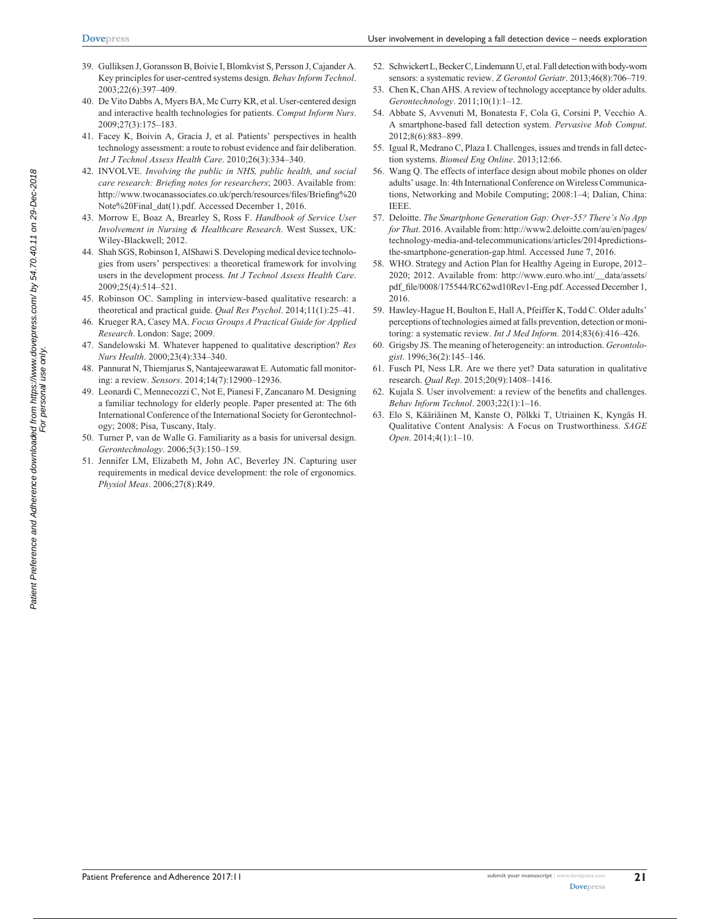39. Gulliksen J, Goransson B, Boivie I, Blomkvist S, Persson J, Cajander A. Key principles for user-centred systems design. *Behav Inform Technol*. 2003;22(6):397–409.
40. De Vito Dabbs A, Myers BA, Mc Curry KR, et al. User-centered design and interactive health technologies for patients. *Comput Inform Nurs*. 2009;27(3):175–183.
41. Facey K, Boivin A, Gracia J, et al. Patients' perspectives in health technology assessment: a route to robust evidence and fair deliberation. *Int J Technol Assess Health Care*. 2010;26(3):334–340.
42. INVOLVE. *Involving the public in NHS, public health, and social care research: Briefing notes for researchers*; 2003. Available from: http://www.twocanassociates.co.uk/perch/resources/files/Briefing%20Note%20Final_dat(1).pdf. Accessed December 1, 2016.
43. Morrow E, Boaz A, Brearley S, Ross F. *Handbook of Service User Involvement in Nursing & Healthcare Research*. West Sussex, UK: Wiley-Blackwell; 2012.
44. Shah SGS, Robinson I, AlShawi S. Developing medical device technologies from users' perspectives: a theoretical framework for involving users in the development process. *Int J Technol Assess Health Care*. 2009;25(4):514–521.
45. Robinson OC. Sampling in interview-based qualitative research: a theoretical and practical guide. *Qual Res Psychol*. 2014;11(1):25–41.
46. Krueger RA, Casey MA. *Focus Groups A Practical Guide for Applied Research*. London: Sage; 2009.
47. Sandelowski M. Whatever happened to qualitative description? *Res Nurs Health*. 2000;23(4):334–340.
48. Pannurat N, Thiemjarus S, Nantajeewarawat E. Automatic fall monitoring: a review. *Sensors*. 2014;14(7):12900–12936.
49. Leonardi C, Mennecozzi C, Not E, Pianesi F, Zancanaro M. Designing a familiar technology for elderly people. Paper presented at: The 6th International Conference of the International Society for Gerontechnology; 2008; Pisa, Tuscany, Italy.
50. Turner P, van de Walle G. Familiarity as a basis for universal design. *Gerontechnology*. 2006;5(3):150–159.
51. Jennifer LM, Elizabeth M, John AC, Beverley JN. Capturing user requirements in medical device development: the role of ergonomics. *Physiol Meas*. 2006;27(8):R49.
52. Schwickert L, Becker C, Lindemann U, et al. Fall detection with body-worn sensors: a systematic review. *Z Gerontol Geriatr*. 2013;46(8):706–719.
53. Chen K, Chan AHS. A review of technology acceptance by older adults. *Gerontechnology*. 2011;10(1):1–12.
54. Abbate S, Avvenuti M, Bonatesta F, Cola G, Corsini P, Vecchio A. A smartphone-based fall detection system. *Pervasive Mob Comput*. 2012;8(6):883–899.
55. Igual R, Medrano C, Plaza I. Challenges, issues and trends in fall detection systems. *Biomed Eng Online*. 2013;12:66.
56. Wang Q. The effects of interface design about mobile phones on older adults' usage. In: 4th International Conference on Wireless Communications, Networking and Mobile Computing; 2008:1–4; Dalian, China: IEEE.
57. Deloitte. *The Smartphone Generation Gap: Over-55? There's No App for That*. 2016. Available from: http://www2.deloitte.com/au/en/pages/technology-media-and-telecommunications/articles/2014predictions-the-smartphone-generation-gap.html. Accessed June 7, 2016.
58. WHO. Strategy and Action Plan for Healthy Ageing in Europe, 2012–2020; 2012. Available from: http://www.euro.who.int/__data/assets/pdf_file/0008/175544/RC62wd10Rev1-Eng.pdf. Accessed December 1, 2016.
59. Hawley-Hague H, Boulton E, Hall A, Pfeiffer K, Todd C. Older adults' perceptions of technologies aimed at falls prevention, detection or monitoring: a systematic review. *Int J Med Inform*. 2014;83(6):416–426.
60. Grigsby JS. The meaning of heterogeneity: an introduction. *Gerontologist*. 1996;36(2):145–146.
61. Fusch PI, Ness LR. Are we there yet? Data saturation in qualitative research. *Qual Rep*. 2015;20(9):1408–1416.
62. Kujala S. User involvement: a review of the benefits and challenges. *Behav Inform Technol*. 2003;22(1):1–16.
63. Elo S, Kääriäinen M, Kanste O, Pölkki T, Utriainen K, Kyngäs H. Qualitative Content Analysis: A Focus on Trustworthiness. *SAGE Open*. 2014;4(1):1–10.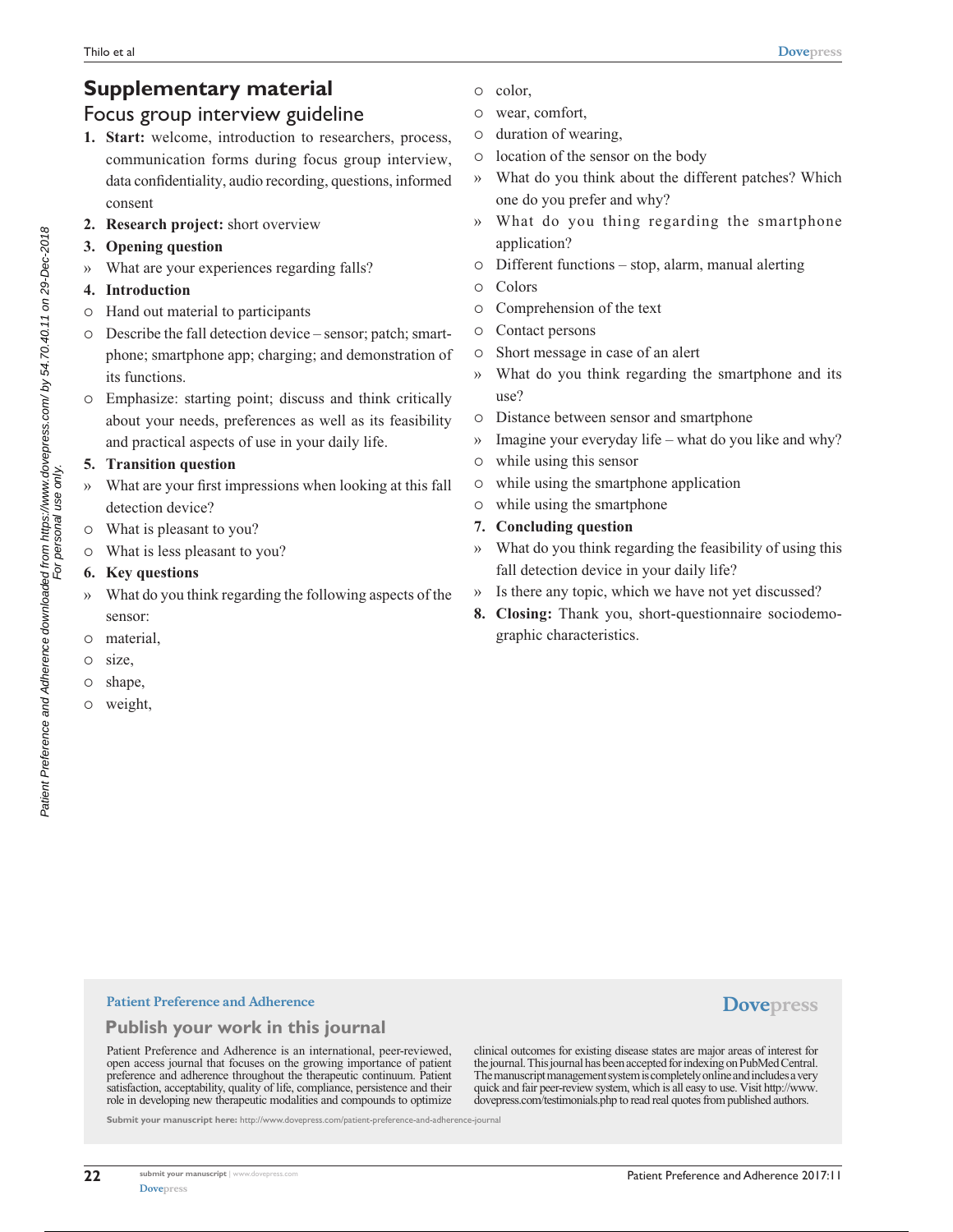# Supplementary material

## Focus group interview guideline

1. **Start:** welcome, introduction to researchers, process, communication forms during focus group interview, data confidentiality, audio recording, questions, informed consent
2. **Research project:** short overview
3. **Opening question**

» What are your experiences regarding falls?

4. **Introduction**

○ Hand out material to participants

○ Describe the fall detection device – sensor; patch; smartphone; smartphone app; charging; and demonstration of its functions.

○ Emphasize: starting point; discuss and think critically about your needs, preferences as well as its feasibility and practical aspects of use in your daily life.

5. **Transition question**

» What are your first impressions when looking at this fall detection device?

○ What is pleasant to you?

○ What is less pleasant to you?

6. **Key questions**

» What do you think regarding the following aspects of the sensor:

○ material,

○ size,

○ shape,

○ weight,

○ color,

○ wear, comfort,

○ duration of wearing,

○ location of the sensor on the body

» What do you think about the different patches? Which one do you prefer and why?

» What do you thing regarding the smartphone application?

○ Different functions – stop, alarm, manual alerting

○ Colors

○ Comprehension of the text

○ Contact persons

○ Short message in case of an alert

» What do you think regarding the smartphone and its use?

○ Distance between sensor and smartphone

» Imagine your everyday life – what do you like and why?

○ while using this sensor

○ while using the smartphone application

○ while using the smartphone

7. **Concluding question**

» What do you think regarding the feasibility of using this fall detection device in your daily life?

» Is there any topic, which we have not yet discussed?

8. **Closing:** Thank you, short-questionnaire sociodemographic characteristics.

**Patient Preference and Adherence**

**Publish your work in this journal**

Patient Preference and Adherence is an international, peer-reviewed, open access journal that focuses on the growing importance of patient preference and adherence throughout the therapeutic continuum. Patient satisfaction, acceptability, quality of life, compliance, persistence and their role in developing new therapeutic modalities and compounds to optimize clinical outcomes for existing disease states are major areas of interest for the journal. This journal has been accepted for indexing on PubMed Central. The manuscript management system is completely online and includes a very quick and fair peer-review system, which is all easy to use. Visit http://www.dovepress.com/testimonials.php to read real quotes from published authors.

**Submit your manuscript here:** http://www.dovepress.com/patient-preference-and-adherence-journal